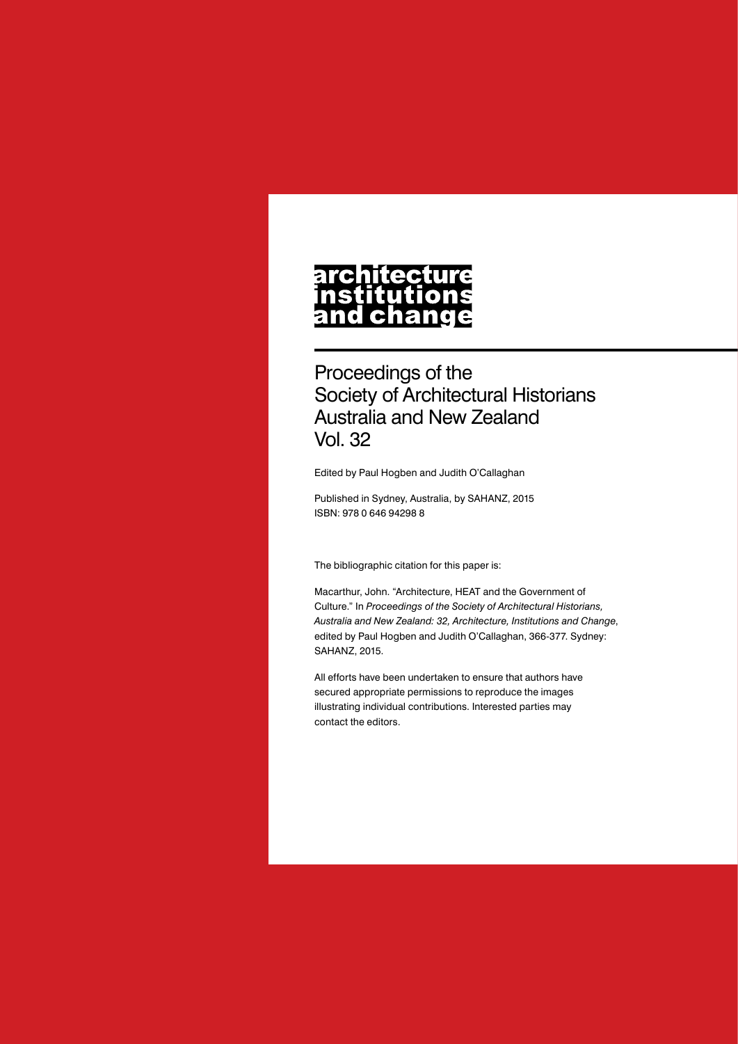# architecture institutions and change

## Proceedings of the Society of Architectural Historians Australia and New Zealand Vol. 32

Edited by Paul Hogben and Judith O'Callaghan

Published in Sydney, Australia, by SAHANZ, 2015
ISBN: 978 0 646 94298 8

The bibliographic citation for this paper is:

Macarthur, John. "Architecture, HEAT and the Government of Culture." In *Proceedings of the Society of Architectural Historians, Australia and New Zealand: 32, Architecture, Institutions and Change*, edited by Paul Hogben and Judith O'Callaghan, 366-377. Sydney: SAHANZ, 2015.

All efforts have been undertaken to ensure that authors have secured appropriate permissions to reproduce the images illustrating individual contributions. Interested parties may contact the editors.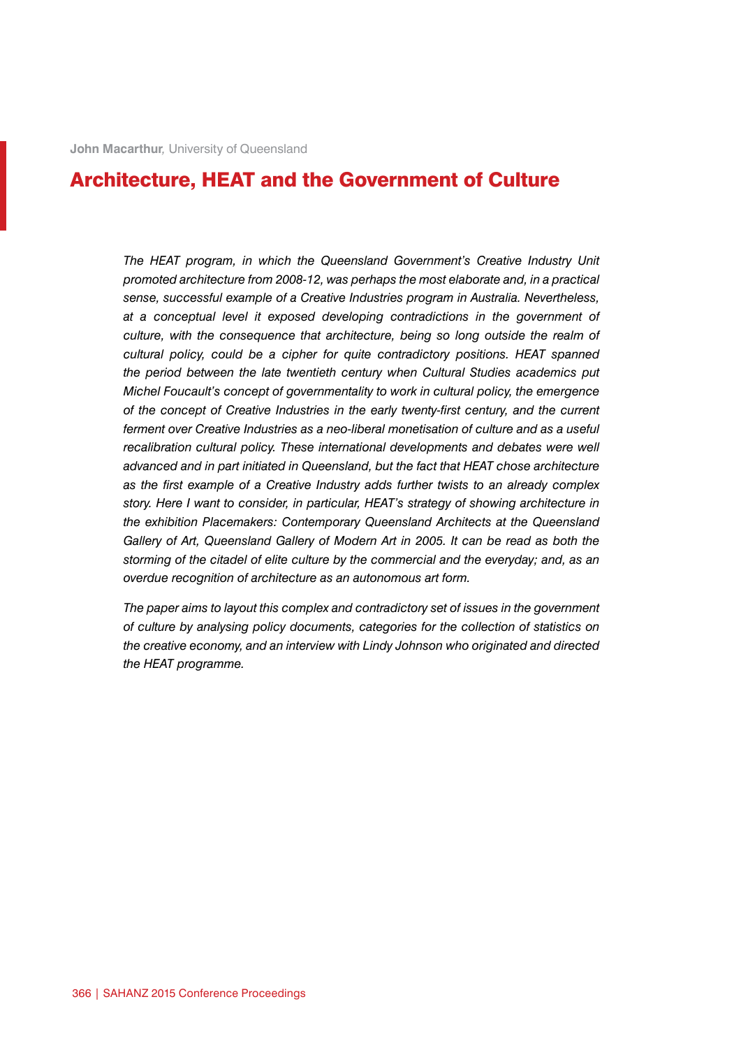**John Macarthur**, University of Queensland

# Architecture, HEAT and the Government of Culture

*The HEAT program, in which the Queensland Government's Creative Industry Unit promoted architecture from 2008-12, was perhaps the most elaborate and, in a practical sense, successful example of a Creative Industries program in Australia. Nevertheless, at a conceptual level it exposed developing contradictions in the government of culture, with the consequence that architecture, being so long outside the realm of cultural policy, could be a cipher for quite contradictory positions. HEAT spanned the period between the late twentieth century when Cultural Studies academics put Michel Foucault's concept of governmentality to work in cultural policy, the emergence of the concept of Creative Industries in the early twenty-first century, and the current ferment over Creative Industries as a neo-liberal monetisation of culture and as a useful recalibration cultural policy. These international developments and debates were well advanced and in part initiated in Queensland, but the fact that HEAT chose architecture as the first example of a Creative Industry adds further twists to an already complex story. Here I want to consider, in particular, HEAT's strategy of showing architecture in the exhibition Placemakers: Contemporary Queensland Architects at the Queensland Gallery of Art, Queensland Gallery of Modern Art in 2005. It can be read as both the storming of the citadel of elite culture by the commercial and the everyday; and, as an overdue recognition of architecture as an autonomous art form.*

*The paper aims to layout this complex and contradictory set of issues in the government of culture by analysing policy documents, categories for the collection of statistics on the creative economy, and an interview with Lindy Johnson who originated and directed the HEAT programme.*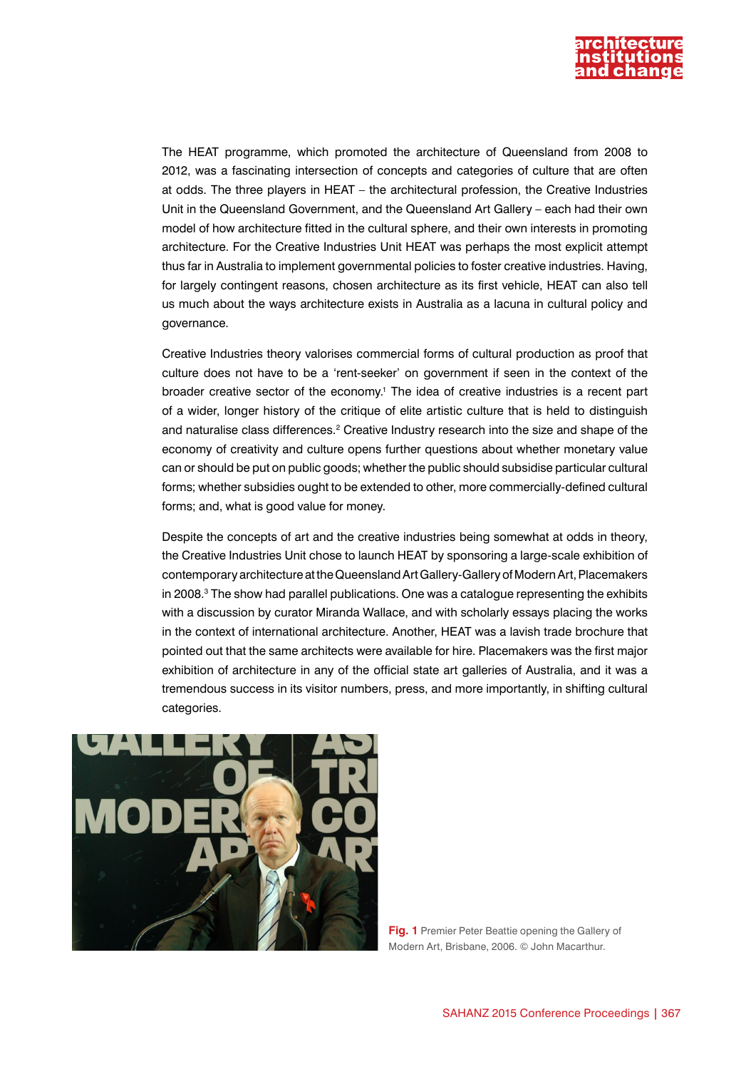The HEAT programme, which promoted the architecture of Queensland from 2008 to 2012, was a fascinating intersection of concepts and categories of culture that are often at odds. The three players in HEAT – the architectural profession, the Creative Industries Unit in the Queensland Government, and the Queensland Art Gallery – each had their own model of how architecture fitted in the cultural sphere, and their own interests in promoting architecture. For the Creative Industries Unit HEAT was perhaps the most explicit attempt thus far in Australia to implement governmental policies to foster creative industries. Having, for largely contingent reasons, chosen architecture as its first vehicle, HEAT can also tell us much about the ways architecture exists in Australia as a lacuna in cultural policy and governance.

Creative Industries theory valorises commercial forms of cultural production as proof that culture does not have to be a 'rent-seeker' on government if seen in the context of the broader creative sector of the economy.[1] The idea of creative industries is a recent part of a wider, longer history of the critique of elite artistic culture that is held to distinguish and naturalise class differences.[2] Creative Industry research into the size and shape of the economy of creativity and culture opens further questions about whether monetary value can or should be put on public goods; whether the public should subsidise particular cultural forms; whether subsidies ought to be extended to other, more commercially-defined cultural forms; and, what is good value for money.

Despite the concepts of art and the creative industries being somewhat at odds in theory, the Creative Industries Unit chose to launch HEAT by sponsoring a large-scale exhibition of contemporary architecture at the Queensland Art Gallery-Gallery of Modern Art, Placemakers in 2008.[3] The show had parallel publications. One was a catalogue representing the exhibits with a discussion by curator Miranda Wallace, and with scholarly essays placing the works in the context of international architecture. Another, HEAT was a lavish trade brochure that pointed out that the same architects were available for hire. Placemakers was the first major exhibition of architecture in any of the official state art galleries of Australia, and it was a tremendous success in its visitor numbers, press, and more importantly, in shifting cultural categories.

**Fig. 1** Premier Peter Beattie opening the Gallery of Modern Art, Brisbane, 2006. © John Macarthur.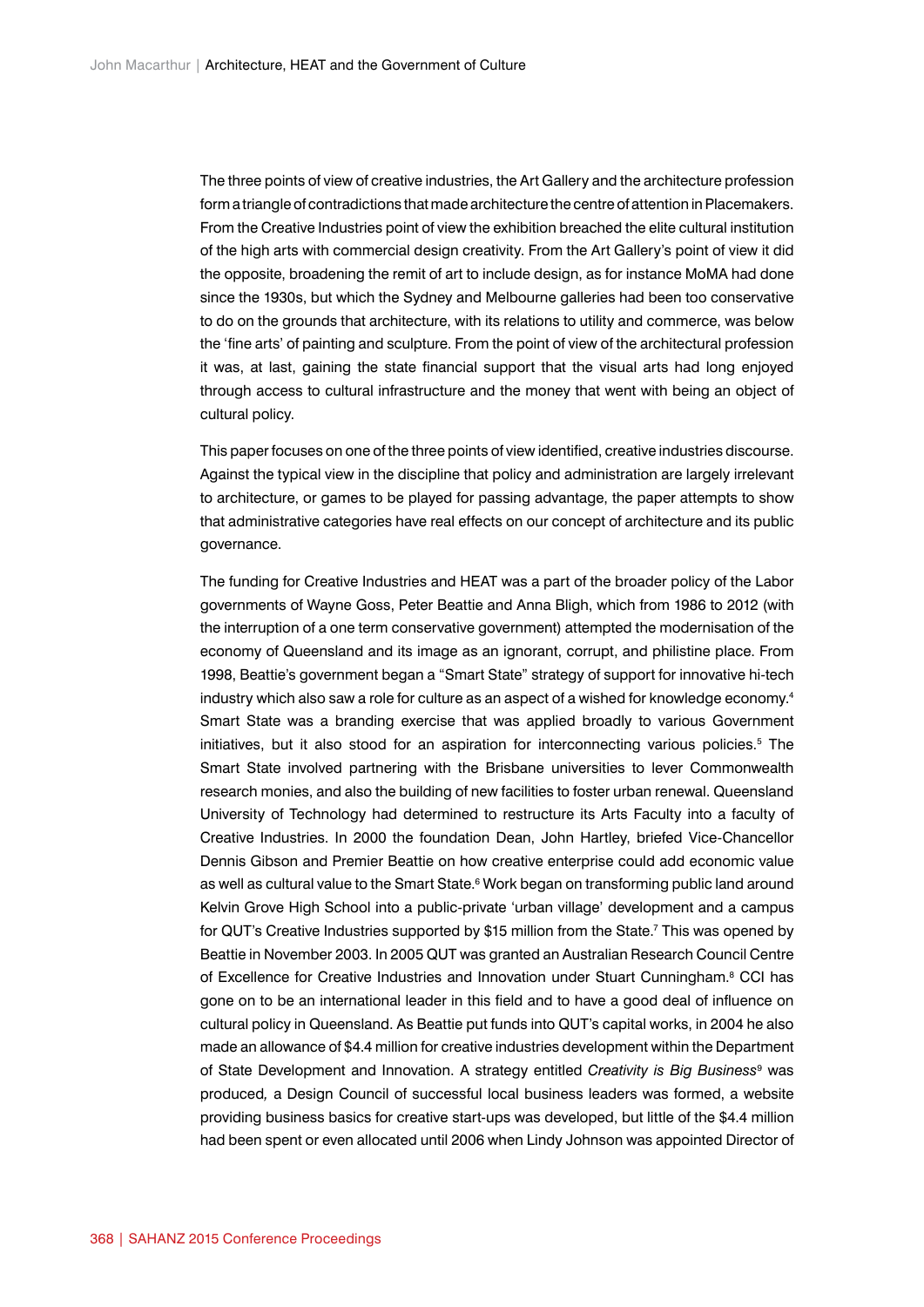The three points of view of creative industries, the Art Gallery and the architecture profession form a triangle of contradictions that made architecture the centre of attention in Placemakers. From the Creative Industries point of view the exhibition breached the elite cultural institution of the high arts with commercial design creativity. From the Art Gallery's point of view it did the opposite, broadening the remit of art to include design, as for instance MoMA had done since the 1930s, but which the Sydney and Melbourne galleries had been too conservative to do on the grounds that architecture, with its relations to utility and commerce, was below the 'fine arts' of painting and sculpture. From the point of view of the architectural profession it was, at last, gaining the state financial support that the visual arts had long enjoyed through access to cultural infrastructure and the money that went with being an object of cultural policy.

This paper focuses on one of the three points of view identified, creative industries discourse. Against the typical view in the discipline that policy and administration are largely irrelevant to architecture, or games to be played for passing advantage, the paper attempts to show that administrative categories have real effects on our concept of architecture and its public governance.

The funding for Creative Industries and HEAT was a part of the broader policy of the Labor governments of Wayne Goss, Peter Beattie and Anna Bligh, which from 1986 to 2012 (with the interruption of a one term conservative government) attempted the modernisation of the economy of Queensland and its image as an ignorant, corrupt, and philistine place. From 1998, Beattie's government began a "Smart State" strategy of support for innovative hi-tech industry which also saw a role for culture as an aspect of a wished for knowledge economy.[4] Smart State was a branding exercise that was applied broadly to various Government initiatives, but it also stood for an aspiration for interconnecting various policies.[5] The Smart State involved partnering with the Brisbane universities to lever Commonwealth research monies, and also the building of new facilities to foster urban renewal. Queensland University of Technology had determined to restructure its Arts Faculty into a faculty of Creative Industries. In 2000 the foundation Dean, John Hartley, briefed Vice-Chancellor Dennis Gibson and Premier Beattie on how creative enterprise could add economic value as well as cultural value to the Smart State.[6] Work began on transforming public land around Kelvin Grove High School into a public-private 'urban village' development and a campus for QUT's Creative Industries supported by $15 million from the State.[7] This was opened by Beattie in November 2003. In 2005 QUT was granted an Australian Research Council Centre of Excellence for Creative Industries and Innovation under Stuart Cunningham.[8] CCI has gone on to be an international leader in this field and to have a good deal of influence on cultural policy in Queensland. As Beattie put funds into QUT's capital works, in 2004 he also made an allowance of $4.4 million for creative industries development within the Department of State Development and Innovation. A strategy entitled *Creativity is Big Business*[9] was produced, a Design Council of successful local business leaders was formed, a website providing business basics for creative start-ups was developed, but little of the $4.4 million had been spent or even allocated until 2006 when Lindy Johnson was appointed Director of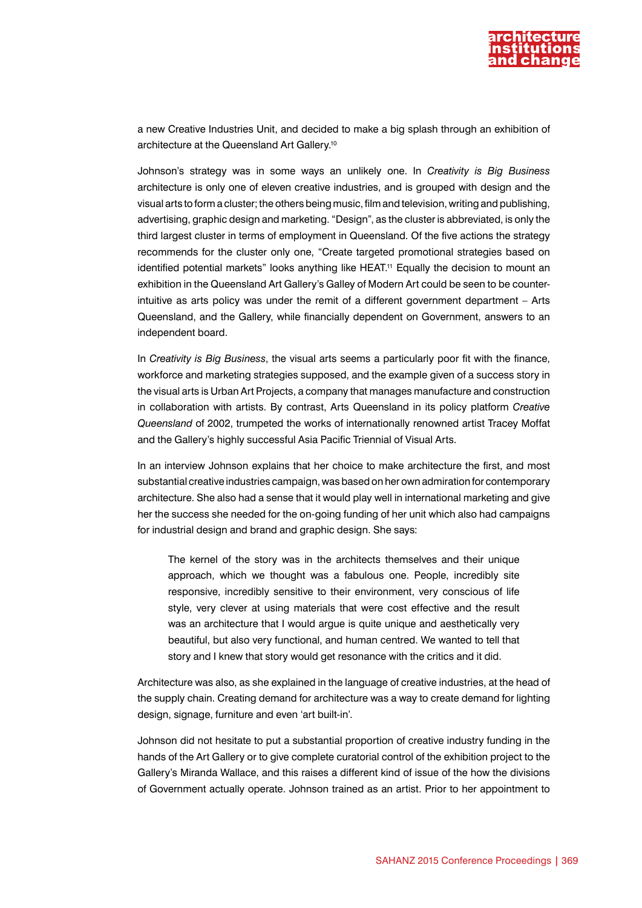a new Creative Industries Unit, and decided to make a big splash through an exhibition of architecture at the Queensland Art Gallery.[10]

Johnson's strategy was in some ways an unlikely one. In *Creativity is Big Business* architecture is only one of eleven creative industries, and is grouped with design and the visual arts to form a cluster; the others being music, film and television, writing and publishing, advertising, graphic design and marketing. "Design", as the cluster is abbreviated, is only the third largest cluster in terms of employment in Queensland. Of the five actions the strategy recommends for the cluster only one, "Create targeted promotional strategies based on identified potential markets" looks anything like HEAT.[11] Equally the decision to mount an exhibition in the Queensland Art Gallery's Galley of Modern Art could be seen to be counter-intuitive as arts policy was under the remit of a different government department – Arts Queensland, and the Gallery, while financially dependent on Government, answers to an independent board.

In *Creativity is Big Business*, the visual arts seems a particularly poor fit with the finance, workforce and marketing strategies supposed, and the example given of a success story in the visual arts is Urban Art Projects, a company that manages manufacture and construction in collaboration with artists. By contrast, Arts Queensland in its policy platform *Creative Queensland* of 2002, trumpeted the works of internationally renowned artist Tracey Moffat and the Gallery's highly successful Asia Pacific Triennial of Visual Arts.

In an interview Johnson explains that her choice to make architecture the first, and most substantial creative industries campaign, was based on her own admiration for contemporary architecture. She also had a sense that it would play well in international marketing and give her the success she needed for the on-going funding of her unit which also had campaigns for industrial design and brand and graphic design. She says:

> The kernel of the story was in the architects themselves and their unique approach, which we thought was a fabulous one. People, incredibly site responsive, incredibly sensitive to their environment, very conscious of life style, very clever at using materials that were cost effective and the result was an architecture that I would argue is quite unique and aesthetically very beautiful, but also very functional, and human centred. We wanted to tell that story and I knew that story would get resonance with the critics and it did.

Architecture was also, as she explained in the language of creative industries, at the head of the supply chain. Creating demand for architecture was a way to create demand for lighting design, signage, furniture and even 'art built-in'.

Johnson did not hesitate to put a substantial proportion of creative industry funding in the hands of the Art Gallery or to give complete curatorial control of the exhibition project to the Gallery's Miranda Wallace, and this raises a different kind of issue of the how the divisions of Government actually operate. Johnson trained as an artist. Prior to her appointment to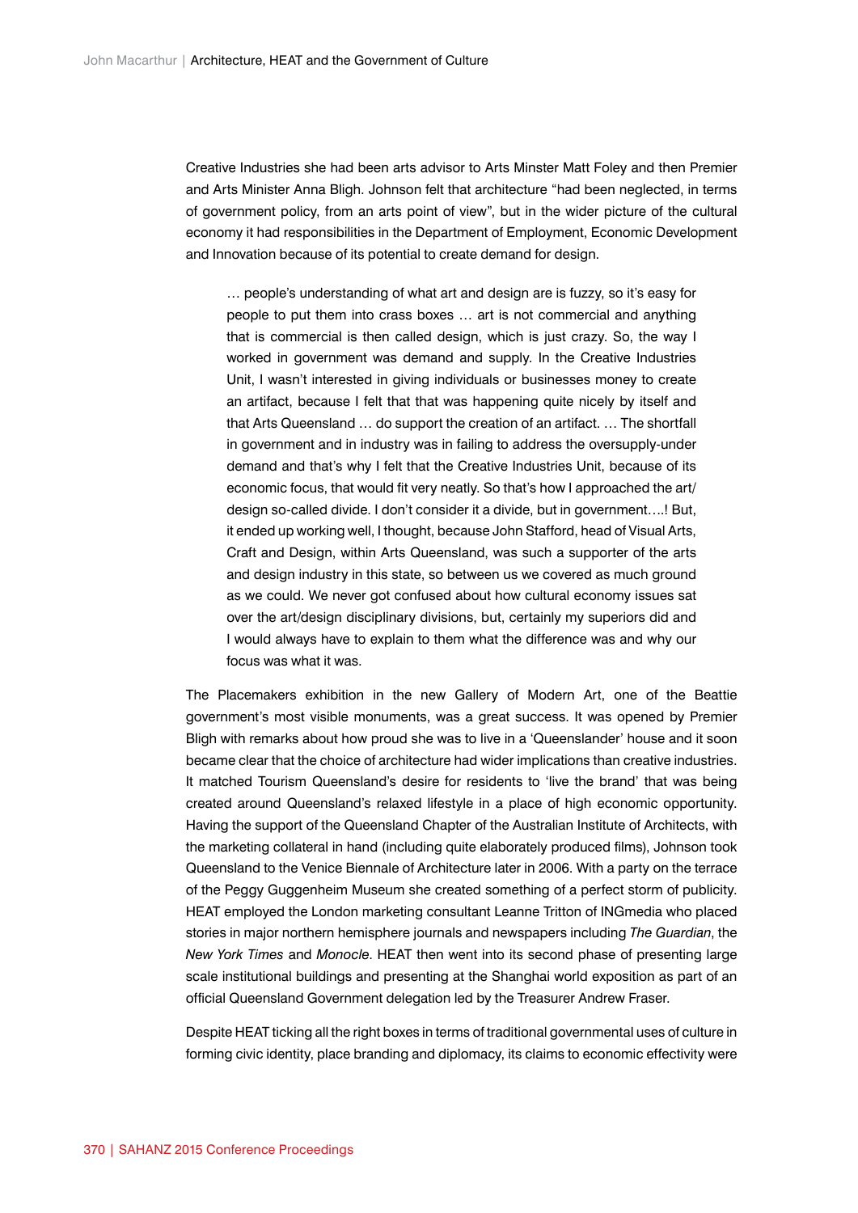Creative Industries she had been arts advisor to Arts Minster Matt Foley and then Premier and Arts Minister Anna Bligh. Johnson felt that architecture "had been neglected, in terms of government policy, from an arts point of view", but in the wider picture of the cultural economy it had responsibilities in the Department of Employment, Economic Development and Innovation because of its potential to create demand for design.

> … people's understanding of what art and design are is fuzzy, so it's easy for people to put them into crass boxes … art is not commercial and anything that is commercial is then called design, which is just crazy. So, the way I worked in government was demand and supply. In the Creative Industries Unit, I wasn't interested in giving individuals or businesses money to create an artifact, because I felt that that was happening quite nicely by itself and that Arts Queensland … do support the creation of an artifact. … The shortfall in government and in industry was in failing to address the oversupply-under demand and that's why I felt that the Creative Industries Unit, because of its economic focus, that would fit very neatly. So that's how I approached the art/design so-called divide. I don't consider it a divide, but in government….! But, it ended up working well, I thought, because John Stafford, head of Visual Arts, Craft and Design, within Arts Queensland, was such a supporter of the arts and design industry in this state, so between us we covered as much ground as we could. We never got confused about how cultural economy issues sat over the art/design disciplinary divisions, but, certainly my superiors did and I would always have to explain to them what the difference was and why our focus was what it was.

The Placemakers exhibition in the new Gallery of Modern Art, one of the Beattie government's most visible monuments, was a great success. It was opened by Premier Bligh with remarks about how proud she was to live in a 'Queenslander' house and it soon became clear that the choice of architecture had wider implications than creative industries. It matched Tourism Queensland's desire for residents to 'live the brand' that was being created around Queensland's relaxed lifestyle in a place of high economic opportunity. Having the support of the Queensland Chapter of the Australian Institute of Architects, with the marketing collateral in hand (including quite elaborately produced films), Johnson took Queensland to the Venice Biennale of Architecture later in 2006. With a party on the terrace of the Peggy Guggenheim Museum she created something of a perfect storm of publicity. HEAT employed the London marketing consultant Leanne Tritton of INGmedia who placed stories in major northern hemisphere journals and newspapers including *The Guardian*, the *New York Times* and *Monocle*. HEAT then went into its second phase of presenting large scale institutional buildings and presenting at the Shanghai world exposition as part of an official Queensland Government delegation led by the Treasurer Andrew Fraser.

Despite HEAT ticking all the right boxes in terms of traditional governmental uses of culture in forming civic identity, place branding and diplomacy, its claims to economic effectivity were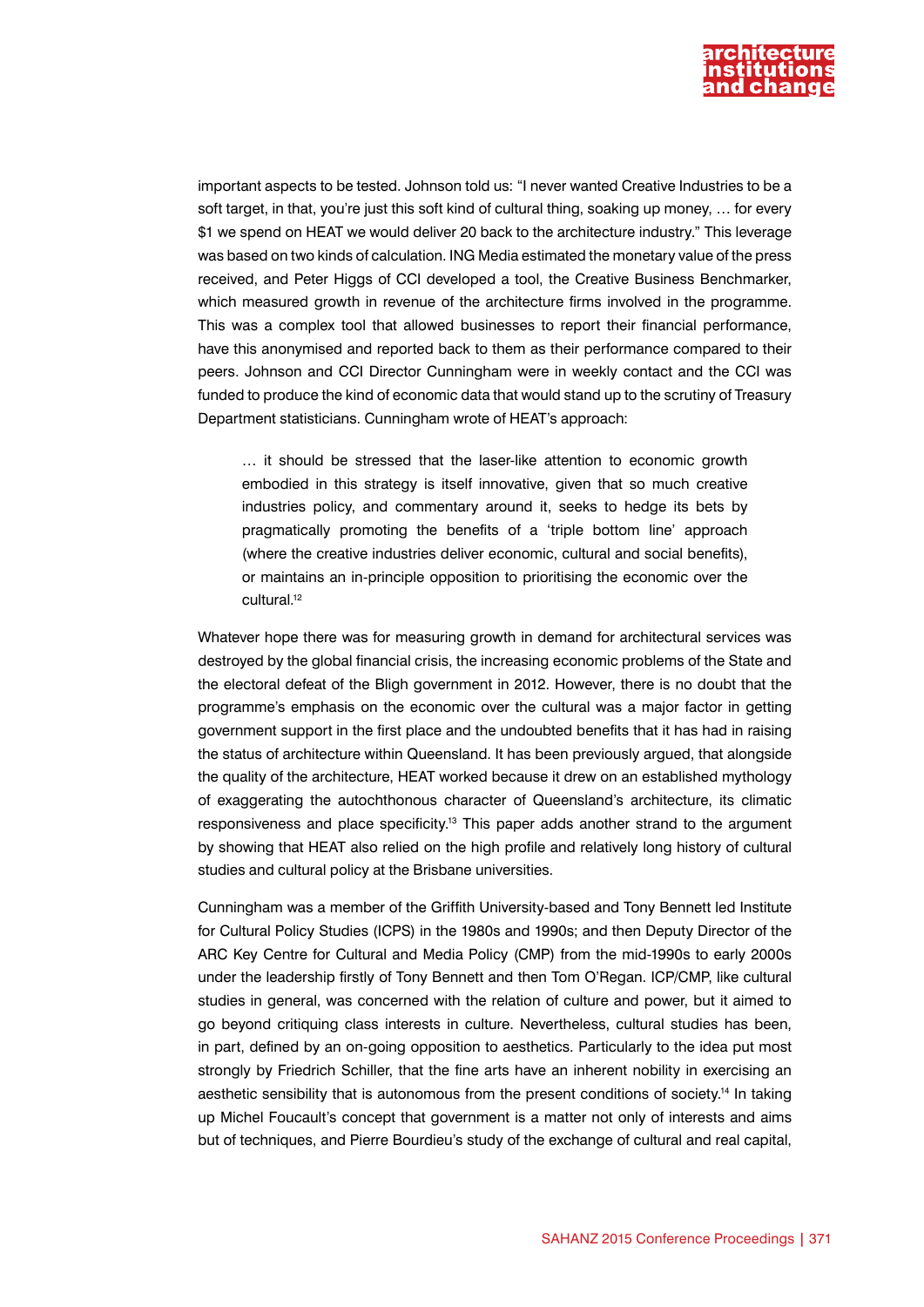important aspects to be tested. Johnson told us: "I never wanted Creative Industries to be a soft target, in that, you're just this soft kind of cultural thing, soaking up money, … for every $1 we spend on HEAT we would deliver 20 back to the architecture industry." This leverage was based on two kinds of calculation. ING Media estimated the monetary value of the press received, and Peter Higgs of CCI developed a tool, the Creative Business Benchmarker, which measured growth in revenue of the architecture firms involved in the programme. This was a complex tool that allowed businesses to report their financial performance, have this anonymised and reported back to them as their performance compared to their peers. Johnson and CCI Director Cunningham were in weekly contact and the CCI was funded to produce the kind of economic data that would stand up to the scrutiny of Treasury Department statisticians. Cunningham wrote of HEAT's approach:

> … it should be stressed that the laser-like attention to economic growth embodied in this strategy is itself innovative, given that so much creative industries policy, and commentary around it, seeks to hedge its bets by pragmatically promoting the benefits of a 'triple bottom line' approach (where the creative industries deliver economic, cultural and social benefits), or maintains an in-principle opposition to prioritising the economic over the cultural.[12]

Whatever hope there was for measuring growth in demand for architectural services was destroyed by the global financial crisis, the increasing economic problems of the State and the electoral defeat of the Bligh government in 2012. However, there is no doubt that the programme's emphasis on the economic over the cultural was a major factor in getting government support in the first place and the undoubted benefits that it has had in raising the status of architecture within Queensland. It has been previously argued, that alongside the quality of the architecture, HEAT worked because it drew on an established mythology of exaggerating the autochthonous character of Queensland's architecture, its climatic responsiveness and place specificity.[13] This paper adds another strand to the argument by showing that HEAT also relied on the high profile and relatively long history of cultural studies and cultural policy at the Brisbane universities.

Cunningham was a member of the Griffith University-based and Tony Bennett led Institute for Cultural Policy Studies (ICPS) in the 1980s and 1990s; and then Deputy Director of the ARC Key Centre for Cultural and Media Policy (CMP) from the mid-1990s to early 2000s under the leadership firstly of Tony Bennett and then Tom O'Regan. ICP/CMP, like cultural studies in general, was concerned with the relation of culture and power, but it aimed to go beyond critiquing class interests in culture. Nevertheless, cultural studies has been, in part, defined by an on-going opposition to aesthetics. Particularly to the idea put most strongly by Friedrich Schiller, that the fine arts have an inherent nobility in exercising an aesthetic sensibility that is autonomous from the present conditions of society.[14] In taking up Michel Foucault's concept that government is a matter not only of interests and aims but of techniques, and Pierre Bourdieu's study of the exchange of cultural and real capital,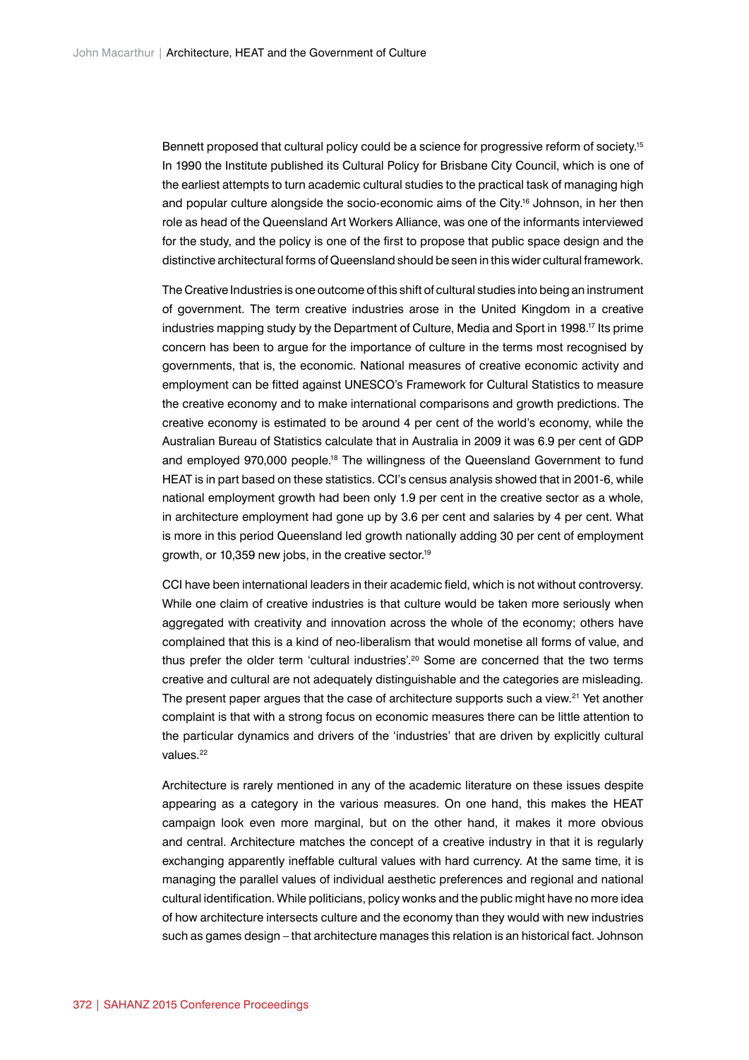Bennett proposed that cultural policy could be a science for progressive reform of society.[15] In 1990 the Institute published its Cultural Policy for Brisbane City Council, which is one of the earliest attempts to turn academic cultural studies to the practical task of managing high and popular culture alongside the socio-economic aims of the City.[16] Johnson, in her then role as head of the Queensland Art Workers Alliance, was one of the informants interviewed for the study, and the policy is one of the first to propose that public space design and the distinctive architectural forms of Queensland should be seen in this wider cultural framework.

The Creative Industries is one outcome of this shift of cultural studies into being an instrument of government. The term creative industries arose in the United Kingdom in a creative industries mapping study by the Department of Culture, Media and Sport in 1998.[17] Its prime concern has been to argue for the importance of culture in the terms most recognised by governments, that is, the economic. National measures of creative economic activity and employment can be fitted against UNESCO's Framework for Cultural Statistics to measure the creative economy and to make international comparisons and growth predictions. The creative economy is estimated to be around 4 per cent of the world's economy, while the Australian Bureau of Statistics calculate that in Australia in 2009 it was 6.9 per cent of GDP and employed 970,000 people.[18] The willingness of the Queensland Government to fund HEAT is in part based on these statistics. CCI's census analysis showed that in 2001-6, while national employment growth had been only 1.9 per cent in the creative sector as a whole, in architecture employment had gone up by 3.6 per cent and salaries by 4 per cent. What is more in this period Queensland led growth nationally adding 30 per cent of employment growth, or 10,359 new jobs, in the creative sector.[19]

CCI have been international leaders in their academic field, which is not without controversy. While one claim of creative industries is that culture would be taken more seriously when aggregated with creativity and innovation across the whole of the economy; others have complained that this is a kind of neo-liberalism that would monetise all forms of value, and thus prefer the older term 'cultural industries'.[20] Some are concerned that the two terms creative and cultural are not adequately distinguishable and the categories are misleading. The present paper argues that the case of architecture supports such a view.[21] Yet another complaint is that with a strong focus on economic measures there can be little attention to the particular dynamics and drivers of the 'industries' that are driven by explicitly cultural values.[22]

Architecture is rarely mentioned in any of the academic literature on these issues despite appearing as a category in the various measures. On one hand, this makes the HEAT campaign look even more marginal, but on the other hand, it makes it more obvious and central. Architecture matches the concept of a creative industry in that it is regularly exchanging apparently ineffable cultural values with hard currency. At the same time, it is managing the parallel values of individual aesthetic preferences and regional and national cultural identification. While politicians, policy wonks and the public might have no more idea of how architecture intersects culture and the economy than they would with new industries such as games design – that architecture manages this relation is an historical fact. Johnson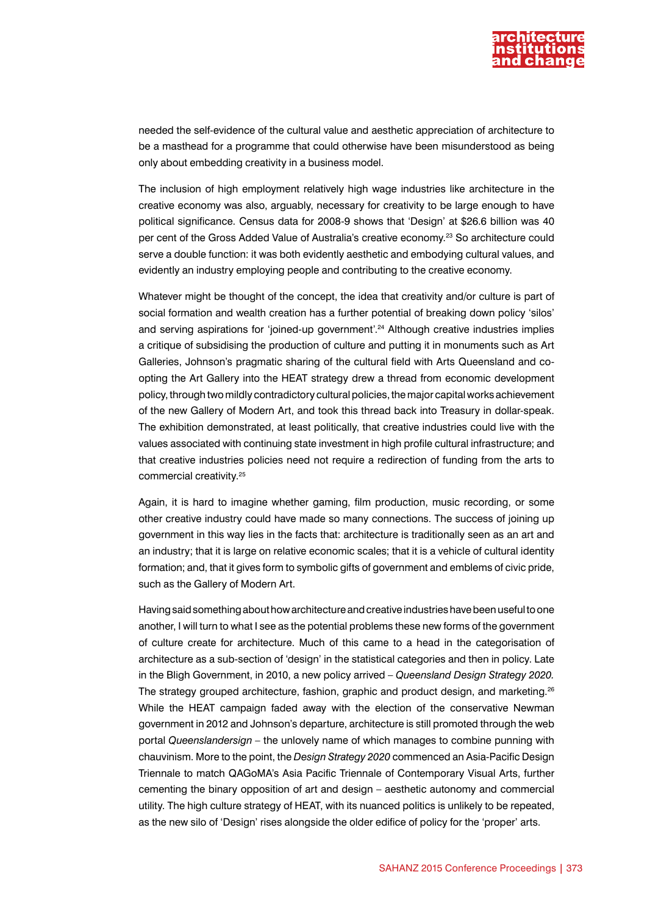needed the self-evidence of the cultural value and aesthetic appreciation of architecture to be a masthead for a programme that could otherwise have been misunderstood as being only about embedding creativity in a business model.

The inclusion of high employment relatively high wage industries like architecture in the creative economy was also, arguably, necessary for creativity to be large enough to have political significance. Census data for 2008-9 shows that 'Design' at $26.6 billion was 40 per cent of the Gross Added Value of Australia's creative economy.[23] So architecture could serve a double function: it was both evidently aesthetic and embodying cultural values, and evidently an industry employing people and contributing to the creative economy.

Whatever might be thought of the concept, the idea that creativity and/or culture is part of social formation and wealth creation has a further potential of breaking down policy 'silos' and serving aspirations for 'joined-up government'.[24] Although creative industries implies a critique of subsidising the production of culture and putting it in monuments such as Art Galleries, Johnson's pragmatic sharing of the cultural field with Arts Queensland and co-opting the Art Gallery into the HEAT strategy drew a thread from economic development policy, through two mildly contradictory cultural policies, the major capital works achievement of the new Gallery of Modern Art, and took this thread back into Treasury in dollar-speak. The exhibition demonstrated, at least politically, that creative industries could live with the values associated with continuing state investment in high profile cultural infrastructure; and that creative industries policies need not require a redirection of funding from the arts to commercial creativity.[25]

Again, it is hard to imagine whether gaming, film production, music recording, or some other creative industry could have made so many connections. The success of joining up government in this way lies in the facts that: architecture is traditionally seen as an art and an industry; that it is large on relative economic scales; that it is a vehicle of cultural identity formation; and, that it gives form to symbolic gifts of government and emblems of civic pride, such as the Gallery of Modern Art.

Having said something about how architecture and creative industries have been useful to one another, I will turn to what I see as the potential problems these new forms of the government of culture create for architecture. Much of this came to a head in the categorisation of architecture as a sub-section of 'design' in the statistical categories and then in policy. Late in the Bligh Government, in 2010, a new policy arrived – *Queensland Design Strategy 2020*. The strategy grouped architecture, fashion, graphic and product design, and marketing.[26] While the HEAT campaign faded away with the election of the conservative Newman government in 2012 and Johnson's departure, architecture is still promoted through the web portal *Queenslandersign* – the unlovely name of which manages to combine punning with chauvinism. More to the point, the *Design Strategy 2020* commenced an Asia-Pacific Design Triennale to match QAGoMA's Asia Pacific Triennale of Contemporary Visual Arts, further cementing the binary opposition of art and design – aesthetic autonomy and commercial utility. The high culture strategy of HEAT, with its nuanced politics is unlikely to be repeated, as the new silo of 'Design' rises alongside the older edifice of policy for the 'proper' arts.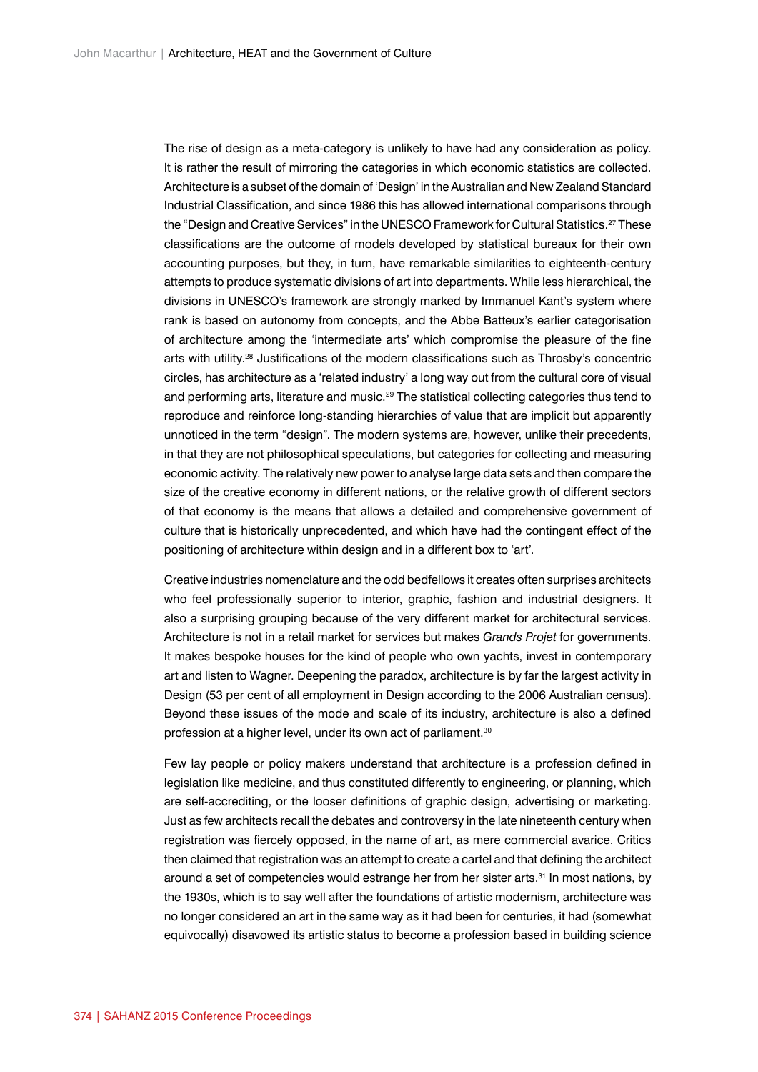The rise of design as a meta-category is unlikely to have had any consideration as policy. It is rather the result of mirroring the categories in which economic statistics are collected. Architecture is a subset of the domain of 'Design' in the Australian and New Zealand Standard Industrial Classification, and since 1986 this has allowed international comparisons through the "Design and Creative Services" in the UNESCO Framework for Cultural Statistics.[27] These classifications are the outcome of models developed by statistical bureaux for their own accounting purposes, but they, in turn, have remarkable similarities to eighteenth-century attempts to produce systematic divisions of art into departments. While less hierarchical, the divisions in UNESCO's framework are strongly marked by Immanuel Kant's system where rank is based on autonomy from concepts, and the Abbe Batteux's earlier categorisation of architecture among the 'intermediate arts' which compromise the pleasure of the fine arts with utility.[28] Justifications of the modern classifications such as Throsby's concentric circles, has architecture as a 'related industry' a long way out from the cultural core of visual and performing arts, literature and music.[29] The statistical collecting categories thus tend to reproduce and reinforce long-standing hierarchies of value that are implicit but apparently unnoticed in the term "design". The modern systems are, however, unlike their precedents, in that they are not philosophical speculations, but categories for collecting and measuring economic activity. The relatively new power to analyse large data sets and then compare the size of the creative economy in different nations, or the relative growth of different sectors of that economy is the means that allows a detailed and comprehensive government of culture that is historically unprecedented, and which have had the contingent effect of the positioning of architecture within design and in a different box to 'art'.

Creative industries nomenclature and the odd bedfellows it creates often surprises architects who feel professionally superior to interior, graphic, fashion and industrial designers. It also a surprising grouping because of the very different market for architectural services. Architecture is not in a retail market for services but makes *Grands Projet* for governments. It makes bespoke houses for the kind of people who own yachts, invest in contemporary art and listen to Wagner. Deepening the paradox, architecture is by far the largest activity in Design (53 per cent of all employment in Design according to the 2006 Australian census). Beyond these issues of the mode and scale of its industry, architecture is also a defined profession at a higher level, under its own act of parliament.[30]

Few lay people or policy makers understand that architecture is a profession defined in legislation like medicine, and thus constituted differently to engineering, or planning, which are self-accrediting, or the looser definitions of graphic design, advertising or marketing. Just as few architects recall the debates and controversy in the late nineteenth century when registration was fiercely opposed, in the name of art, as mere commercial avarice. Critics then claimed that registration was an attempt to create a cartel and that defining the architect around a set of competencies would estrange her from her sister arts.[31] In most nations, by the 1930s, which is to say well after the foundations of artistic modernism, architecture was no longer considered an art in the same way as it had been for centuries, it had (somewhat equivocally) disavowed its artistic status to become a profession based in building science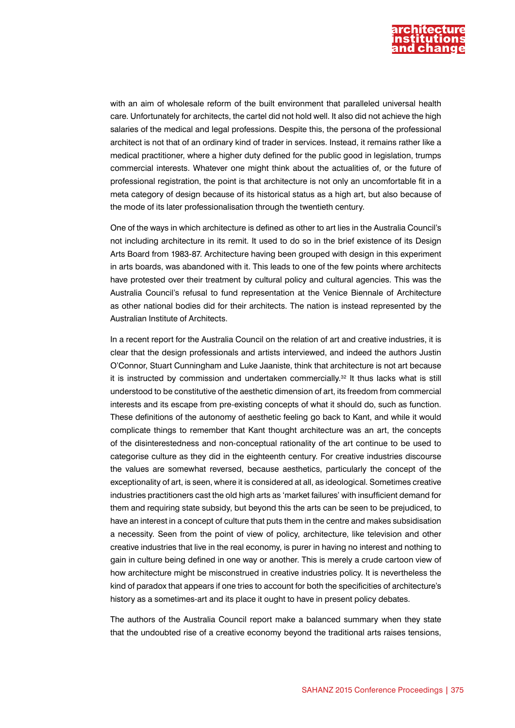with an aim of wholesale reform of the built environment that paralleled universal health care. Unfortunately for architects, the cartel did not hold well. It also did not achieve the high salaries of the medical and legal professions. Despite this, the persona of the professional architect is not that of an ordinary kind of trader in services. Instead, it remains rather like a medical practitioner, where a higher duty defined for the public good in legislation, trumps commercial interests. Whatever one might think about the actualities of, or the future of professional registration, the point is that architecture is not only an uncomfortable fit in a meta category of design because of its historical status as a high art, but also because of the mode of its later professionalisation through the twentieth century.

One of the ways in which architecture is defined as other to art lies in the Australia Council's not including architecture in its remit. It used to do so in the brief existence of its Design Arts Board from 1983-87. Architecture having been grouped with design in this experiment in arts boards, was abandoned with it. This leads to one of the few points where architects have protested over their treatment by cultural policy and cultural agencies. This was the Australia Council's refusal to fund representation at the Venice Biennale of Architecture as other national bodies did for their architects. The nation is instead represented by the Australian Institute of Architects.

In a recent report for the Australia Council on the relation of art and creative industries, it is clear that the design professionals and artists interviewed, and indeed the authors Justin O'Connor, Stuart Cunningham and Luke Jaaniste, think that architecture is not art because it is instructed by commission and undertaken commercially.[32] It thus lacks what is still understood to be constitutive of the aesthetic dimension of art, its freedom from commercial interests and its escape from pre-existing concepts of what it should do, such as function. These definitions of the autonomy of aesthetic feeling go back to Kant, and while it would complicate things to remember that Kant thought architecture was an art, the concepts of the disinterestedness and non-conceptual rationality of the art continue to be used to categorise culture as they did in the eighteenth century. For creative industries discourse the values are somewhat reversed, because aesthetics, particularly the concept of the exceptionality of art, is seen, where it is considered at all, as ideological. Sometimes creative industries practitioners cast the old high arts as 'market failures' with insufficient demand for them and requiring state subsidy, but beyond this the arts can be seen to be prejudiced, to have an interest in a concept of culture that puts them in the centre and makes subsidisation a necessity. Seen from the point of view of policy, architecture, like television and other creative industries that live in the real economy, is purer in having no interest and nothing to gain in culture being defined in one way or another. This is merely a crude cartoon view of how architecture might be misconstrued in creative industries policy. It is nevertheless the kind of paradox that appears if one tries to account for both the specificities of architecture's history as a sometimes-art and its place it ought to have in present policy debates.

The authors of the Australia Council report make a balanced summary when they state that the undoubted rise of a creative economy beyond the traditional arts raises tensions,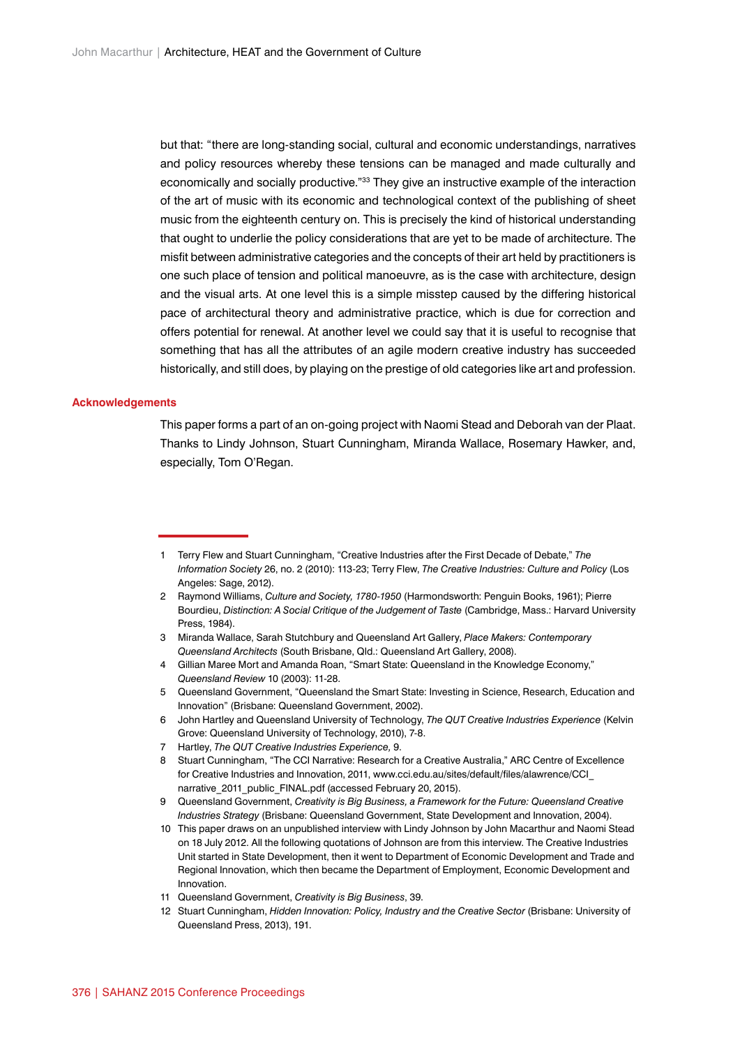but that: "there are long-standing social, cultural and economic understandings, narratives and policy resources whereby these tensions can be managed and made culturally and economically and socially productive."[33] They give an instructive example of the interaction of the art of music with its economic and technological context of the publishing of sheet music from the eighteenth century on. This is precisely the kind of historical understanding that ought to underlie the policy considerations that are yet to be made of architecture. The misfit between administrative categories and the concepts of their art held by practitioners is one such place of tension and political manoeuvre, as is the case with architecture, design and the visual arts. At one level this is a simple misstep caused by the differing historical pace of architectural theory and administrative practice, which is due for correction and offers potential for renewal. At another level we could say that it is useful to recognise that something that has all the attributes of an agile modern creative industry has succeeded historically, and still does, by playing on the prestige of old categories like art and profession.

## Acknowledgements

This paper forms a part of an on-going project with Naomi Stead and Deborah van der Plaat. Thanks to Lindy Johnson, Stuart Cunningham, Miranda Wallace, Rosemary Hawker, and, especially, Tom O'Regan.

---

1 Terry Flew and Stuart Cunningham, "Creative Industries after the First Decade of Debate," *The Information Society* 26, no. 2 (2010): 113-23; Terry Flew, *The Creative Industries: Culture and Policy* (Los Angeles: Sage, 2012).

2 Raymond Williams, *Culture and Society, 1780-1950* (Harmondsworth: Penguin Books, 1961); Pierre Bourdieu, *Distinction: A Social Critique of the Judgement of Taste* (Cambridge, Mass.: Harvard University Press, 1984).

3 Miranda Wallace, Sarah Stutchbury and Queensland Art Gallery, *Place Makers: Contemporary Queensland Architects* (South Brisbane, Qld.: Queensland Art Gallery, 2008).

4 Gillian Maree Mort and Amanda Roan, "Smart State: Queensland in the Knowledge Economy," *Queensland Review* 10 (2003): 11-28.

5 Queensland Government, "Queensland the Smart State: Investing in Science, Research, Education and Innovation" (Brisbane: Queensland Government, 2002).

6 John Hartley and Queensland University of Technology, *The QUT Creative Industries Experience* (Kelvin Grove: Queensland University of Technology, 2010), 7-8.

7 Hartley, *The QUT Creative Industries Experience*, 9.

8 Stuart Cunningham, "The CCI Narrative: Research for a Creative Australia," ARC Centre of Excellence for Creative Industries and Innovation, 2011, www.cci.edu.au/sites/default/files/alawrence/CCI_narrative_2011_public_FINAL.pdf (accessed February 20, 2015).

9 Queensland Government, *Creativity is Big Business, a Framework for the Future: Queensland Creative Industries Strategy* (Brisbane: Queensland Government, State Development and Innovation, 2004).

10 This paper draws on an unpublished interview with Lindy Johnson by John Macarthur and Naomi Stead on 18 July 2012. All the following quotations of Johnson are from this interview. The Creative Industries Unit started in State Development, then it went to Department of Economic Development and Trade and Regional Innovation, which then became the Department of Employment, Economic Development and Innovation.

11 Queensland Government, *Creativity is Big Business*, 39.

12 Stuart Cunningham, *Hidden Innovation: Policy, Industry and the Creative Sector* (Brisbane: University of Queensland Press, 2013), 191.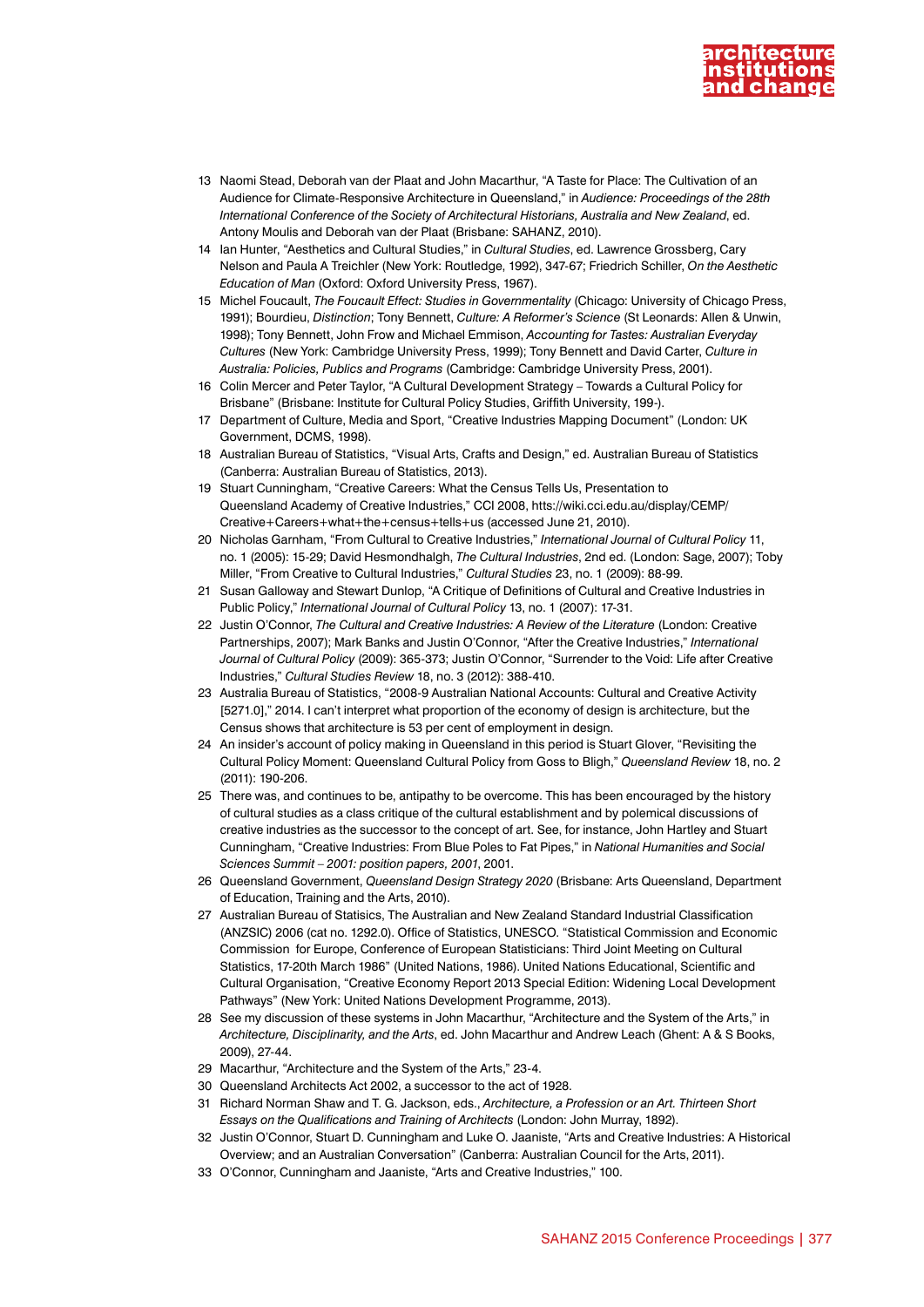13 Naomi Stead, Deborah van der Plaat and John Macarthur, “A Taste for Place: The Cultivation of an Audience for Climate-Responsive Architecture in Queensland,” in *Audience: Proceedings of the 28th International Conference of the Society of Architectural Historians, Australia and New Zealand*, ed. Antony Moulis and Deborah van der Plaat (Brisbane: SAHANZ, 2010).

14 Ian Hunter, “Aesthetics and Cultural Studies,” in *Cultural Studies*, ed. Lawrence Grossberg, Cary Nelson and Paula A Treichler (New York: Routledge, 1992), 347-67; Friedrich Schiller, *On the Aesthetic Education of Man* (Oxford: Oxford University Press, 1967).

15 Michel Foucault, *The Foucault Effect: Studies in Governmentality* (Chicago: University of Chicago Press, 1991); Bourdieu, *Distinction*; Tony Bennett, *Culture: A Reformer’s Science* (St Leonards: Allen & Unwin, 1998); Tony Bennett, John Frow and Michael Emmison, *Accounting for Tastes: Australian Everyday Cultures* (New York: Cambridge University Press, 1999); Tony Bennett and David Carter, *Culture in Australia: Policies, Publics and Programs* (Cambridge: Cambridge University Press, 2001).

16 Colin Mercer and Peter Taylor, “A Cultural Development Strategy – Towards a Cultural Policy for Brisbane” (Brisbane: Institute for Cultural Policy Studies, Griffith University, 199-).

17 Department of Culture, Media and Sport, “Creative Industries Mapping Document” (London: UK Government, DCMS, 1998).

18 Australian Bureau of Statistics, “Visual Arts, Crafts and Design,” ed. Australian Bureau of Statistics (Canberra: Australian Bureau of Statistics, 2013).

19 Stuart Cunningham, “Creative Careers: What the Census Tells Us, Presentation to Queensland Academy of Creative Industries,” CCI 2008, htts://wiki.cci.edu.au/display/CEMP/Creative+Careers+what+the+census+tells+us (accessed June 21, 2010).

20 Nicholas Garnham, “From Cultural to Creative Industries,” *International Journal of Cultural Policy* 11, no. 1 (2005): 15-29; David Hesmondhalgh, *The Cultural Industries*, 2nd ed. (London: Sage, 2007); Toby Miller, “From Creative to Cultural Industries,” *Cultural Studies* 23, no. 1 (2009): 88-99.

21 Susan Galloway and Stewart Dunlop, “A Critique of Definitions of Cultural and Creative Industries in Public Policy,” *International Journal of Cultural Policy* 13, no. 1 (2007): 17-31.

22 Justin O’Connor, *The Cultural and Creative Industries: A Review of the Literature* (London: Creative Partnerships, 2007); Mark Banks and Justin O’Connor, “After the Creative Industries,” *International Journal of Cultural Policy* (2009): 365-373; Justin O’Connor, “Surrender to the Void: Life after Creative Industries,” *Cultural Studies Review* 18, no. 3 (2012): 388-410.

23 Australia Bureau of Statistics, “2008-9 Australian National Accounts: Cultural and Creative Activity [5271.0],” 2014. I can’t interpret what proportion of the economy of design is architecture, but the Census shows that architecture is 53 per cent of employment in design.

24 An insider’s account of policy making in Queensland in this period is Stuart Glover, “Revisiting the Cultural Policy Moment: Queensland Cultural Policy from Goss to Bligh,” *Queensland Review* 18, no. 2 (2011): 190-206.

25 There was, and continues to be, antipathy to be overcome. This has been encouraged by the history of cultural studies as a class critique of the cultural establishment and by polemical discussions of creative industries as the successor to the concept of art. See, for instance, John Hartley and Stuart Cunningham, “Creative Industries: From Blue Poles to Fat Pipes,” in *National Humanities and Social Sciences Summit – 2001: position papers, 2001*, 2001.

26 Queensland Government, *Queensland Design Strategy 2020* (Brisbane: Arts Queensland, Department of Education, Training and the Arts, 2010).

27 Australian Bureau of Statisics, The Australian and New Zealand Standard Industrial Classification (ANZSIC) 2006 (cat no. 1292.0). Office of Statistics, UNESCO. “Statistical Commission and Economic Commission for Europe, Conference of European Statisticians: Third Joint Meeting on Cultural Statistics, 17-20th March 1986” (United Nations, 1986). United Nations Educational, Scientific and Cultural Organisation, “Creative Economy Report 2013 Special Edition: Widening Local Development Pathways” (New York: United Nations Development Programme, 2013).

28 See my discussion of these systems in John Macarthur, “Architecture and the System of the Arts,” in *Architecture, Disciplinarity, and the Arts*, ed. John Macarthur and Andrew Leach (Ghent: A & S Books, 2009), 27-44.

29 Macarthur, “Architecture and the System of the Arts,” 23-4.

30 Queensland Architects Act 2002, a successor to the act of 1928.

31 Richard Norman Shaw and T. G. Jackson, eds., *Architecture, a Profession or an Art. Thirteen Short Essays on the Qualifications and Training of Architects* (London: John Murray, 1892).

32 Justin O’Connor, Stuart D. Cunningham and Luke O. Jaaniste, “Arts and Creative Industries: A Historical Overview; and an Australian Conversation” (Canberra: Australian Council for the Arts, 2011).

33 O’Connor, Cunningham and Jaaniste, “Arts and Creative Industries,” 100.